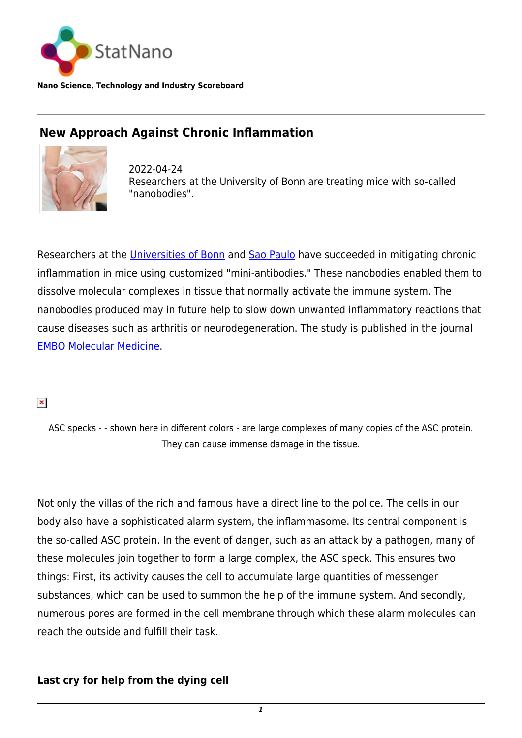Nano Science, Technology and Industry Scoreboard

# New Approach Against Chronic Inflammation

2022-04-24
Researchers at the University of Bonn are treating mice with so-called "nanobodies".

Researchers at the Universities of Bonn and Sao Paulo have succeeded in mitigating chronic inflammation in mice using customized "mini-antibodies." These nanobodies enabled them to dissolve molecular complexes in tissue that normally activate the immune system. The nanobodies produced may in future help to slow down unwanted inflammatory reactions that cause diseases such as arthritis or neurodegeneration. The study is published in the journal EMBO Molecular Medicine.

ASC specks - - shown here in different colors - are large complexes of many copies of the ASC protein. They can cause immense damage in the tissue.

Not only the villas of the rich and famous have a direct line to the police. The cells in our body also have a sophisticated alarm system, the inflammasome. Its central component is the so-called ASC protein. In the event of danger, such as an attack by a pathogen, many of these molecules join together to form a large complex, the ASC speck. This ensures two things: First, its activity causes the cell to accumulate large quantities of messenger substances, which can be used to summon the help of the immune system. And secondly, numerous pores are formed in the cell membrane through which these alarm molecules can reach the outside and fulfill their task.

### Last cry for help from the dying cell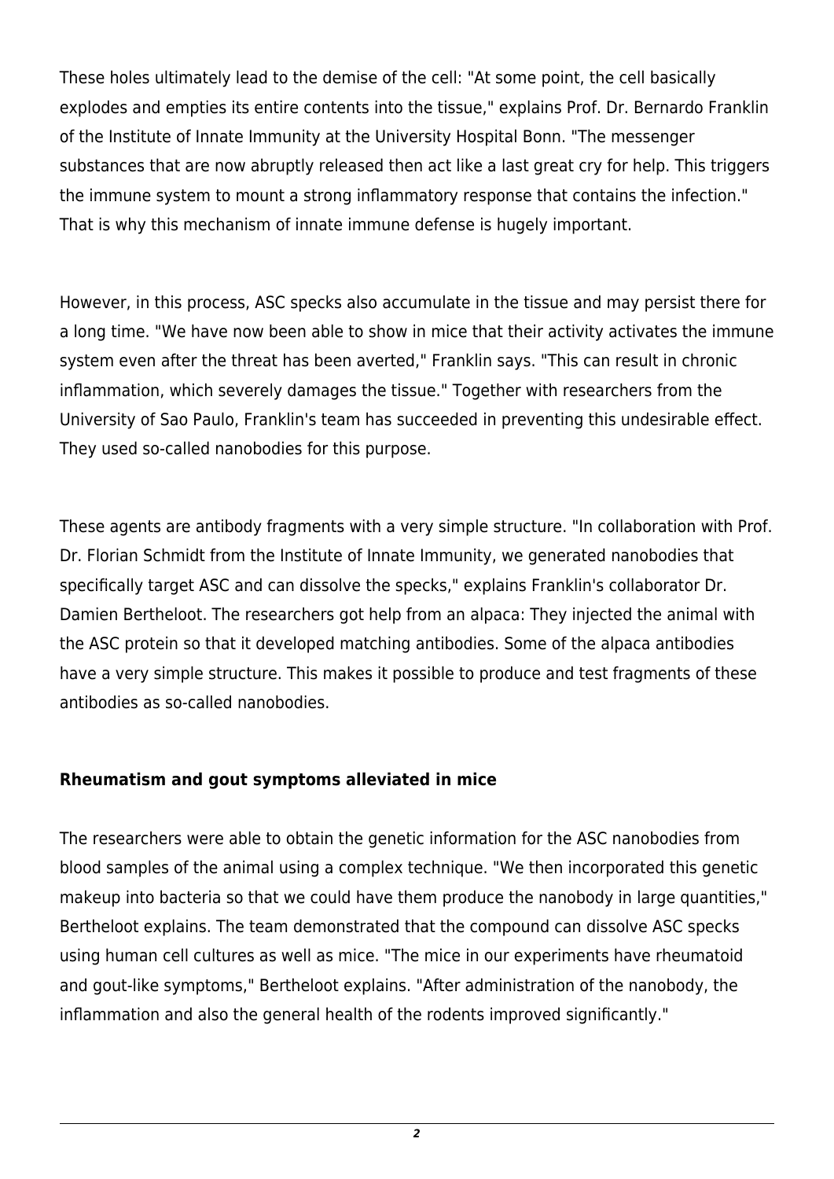These holes ultimately lead to the demise of the cell: "At some point, the cell basically explodes and empties its entire contents into the tissue," explains Prof. Dr. Bernardo Franklin of the Institute of Innate Immunity at the University Hospital Bonn. "The messenger substances that are now abruptly released then act like a last great cry for help. This triggers the immune system to mount a strong inflammatory response that contains the infection." That is why this mechanism of innate immune defense is hugely important.

However, in this process, ASC specks also accumulate in the tissue and may persist there for a long time. "We have now been able to show in mice that their activity activates the immune system even after the threat has been averted," Franklin says. "This can result in chronic inflammation, which severely damages the tissue." Together with researchers from the University of Sao Paulo, Franklin's team has succeeded in preventing this undesirable effect. They used so-called nanobodies for this purpose.

These agents are antibody fragments with a very simple structure. "In collaboration with Prof. Dr. Florian Schmidt from the Institute of Innate Immunity, we generated nanobodies that specifically target ASC and can dissolve the specks," explains Franklin's collaborator Dr. Damien Bertheloot. The researchers got help from an alpaca: They injected the animal with the ASC protein so that it developed matching antibodies. Some of the alpaca antibodies have a very simple structure. This makes it possible to produce and test fragments of these antibodies as so-called nanobodies.

## Rheumatism and gout symptoms alleviated in mice

The researchers were able to obtain the genetic information for the ASC nanobodies from blood samples of the animal using a complex technique. "We then incorporated this genetic makeup into bacteria so that we could have them produce the nanobody in large quantities," Bertheloot explains. The team demonstrated that the compound can dissolve ASC specks using human cell cultures as well as mice. "The mice in our experiments have rheumatoid and gout-like symptoms," Bertheloot explains. "After administration of the nanobody, the inflammation and also the general health of the rodents improved significantly."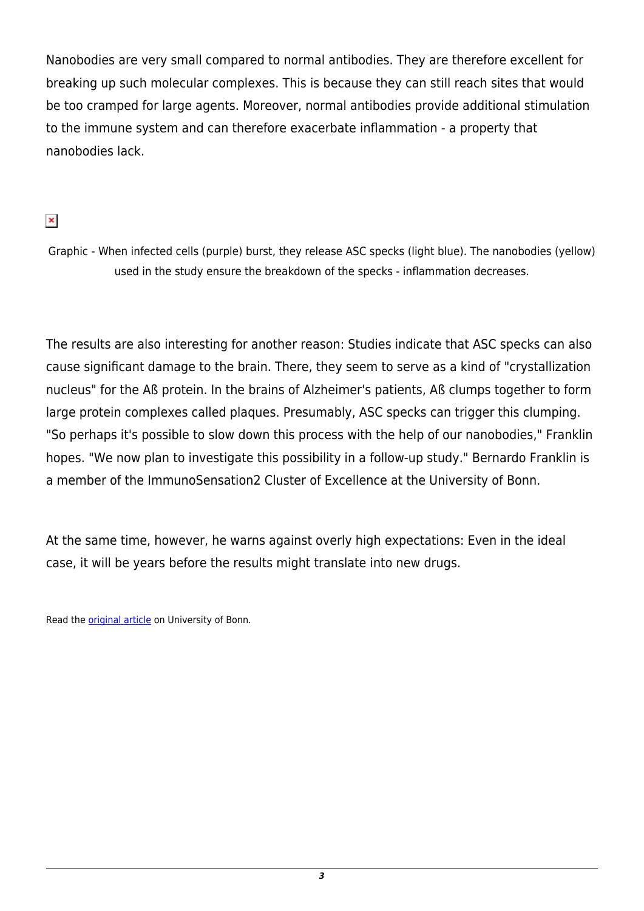Nanobodies are very small compared to normal antibodies. They are therefore excellent for breaking up such molecular complexes. This is because they can still reach sites that would be too cramped for large agents. Moreover, normal antibodies provide additional stimulation to the immune system and can therefore exacerbate inflammation - a property that nanobodies lack.

Graphic - When infected cells (purple) burst, they release ASC specks (light blue). The nanobodies (yellow) used in the study ensure the breakdown of the specks - inflammation decreases.

The results are also interesting for another reason: Studies indicate that ASC specks can also cause significant damage to the brain. There, they seem to serve as a kind of "crystallization nucleus" for the Aß protein. In the brains of Alzheimer's patients, Aß clumps together to form large protein complexes called plaques. Presumably, ASC specks can trigger this clumping. "So perhaps it's possible to slow down this process with the help of our nanobodies," Franklin hopes. "We now plan to investigate this possibility in a follow-up study." Bernardo Franklin is a member of the ImmunoSensation2 Cluster of Excellence at the University of Bonn.

At the same time, however, he warns against overly high expectations: Even in the ideal case, it will be years before the results might translate into new drugs.

Read the original article on University of Bonn.